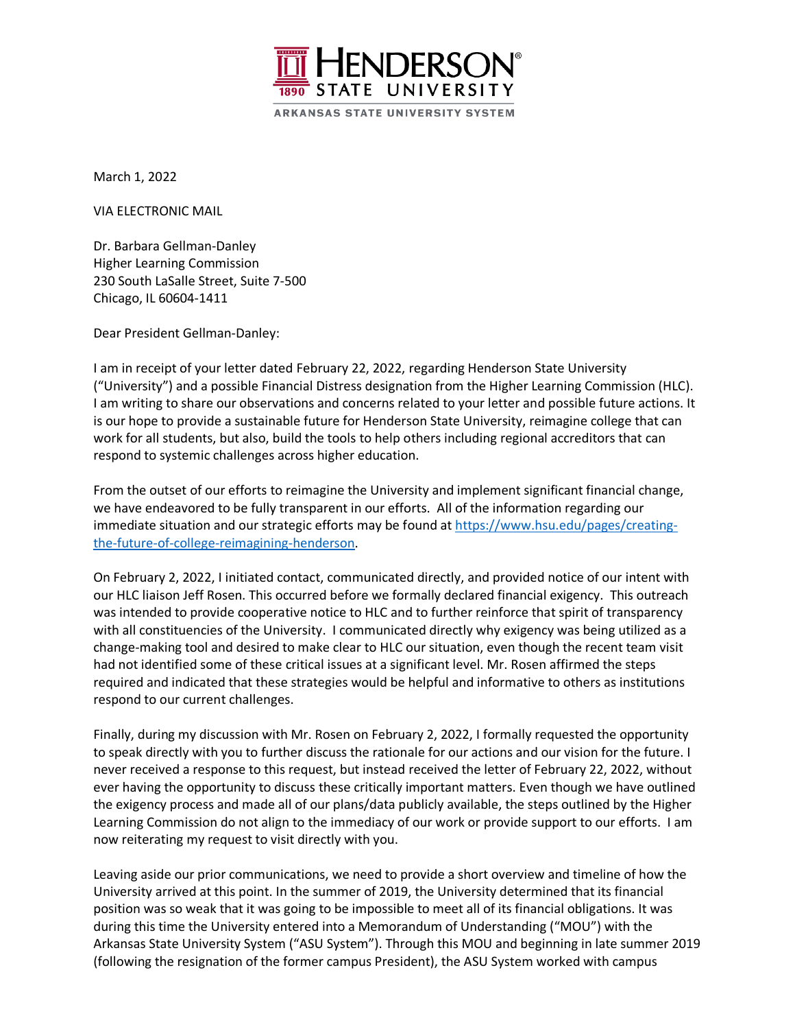March 1, 2022

VIA ELECTRONIC MAIL

Dr. Barbara Gellman-Danley
Higher Learning Commission
230 South LaSalle Street, Suite 7-500
Chicago, IL 60604-1411

Dear President Gellman-Danley:

I am in receipt of your letter dated February 22, 2022, regarding Henderson State University ("University") and a possible Financial Distress designation from the Higher Learning Commission (HLC). I am writing to share our observations and concerns related to your letter and possible future actions. It is our hope to provide a sustainable future for Henderson State University, reimagine college that can work for all students, but also, build the tools to help others including regional accreditors that can respond to systemic challenges across higher education.

From the outset of our efforts to reimagine the University and implement significant financial change, we have endeavored to be fully transparent in our efforts. All of the information regarding our immediate situation and our strategic efforts may be found at https://www.hsu.edu/pages/creating-the-future-of-college-reimagining-henderson.

On February 2, 2022, I initiated contact, communicated directly, and provided notice of our intent with our HLC liaison Jeff Rosen. This occurred before we formally declared financial exigency. This outreach was intended to provide cooperative notice to HLC and to further reinforce that spirit of transparency with all constituencies of the University. I communicated directly why exigency was being utilized as a change-making tool and desired to make clear to HLC our situation, even though the recent team visit had not identified some of these critical issues at a significant level. Mr. Rosen affirmed the steps required and indicated that these strategies would be helpful and informative to others as institutions respond to our current challenges.

Finally, during my discussion with Mr. Rosen on February 2, 2022, I formally requested the opportunity to speak directly with you to further discuss the rationale for our actions and our vision for the future. I never received a response to this request, but instead received the letter of February 22, 2022, without ever having the opportunity to discuss these critically important matters. Even though we have outlined the exigency process and made all of our plans/data publicly available, the steps outlined by the Higher Learning Commission do not align to the immediacy of our work or provide support to our efforts. I am now reiterating my request to visit directly with you.

Leaving aside our prior communications, we need to provide a short overview and timeline of how the University arrived at this point. In the summer of 2019, the University determined that its financial position was so weak that it was going to be impossible to meet all of its financial obligations. It was during this time the University entered into a Memorandum of Understanding ("MOU") with the Arkansas State University System ("ASU System"). Through this MOU and beginning in late summer 2019 (following the resignation of the former campus President), the ASU System worked with campus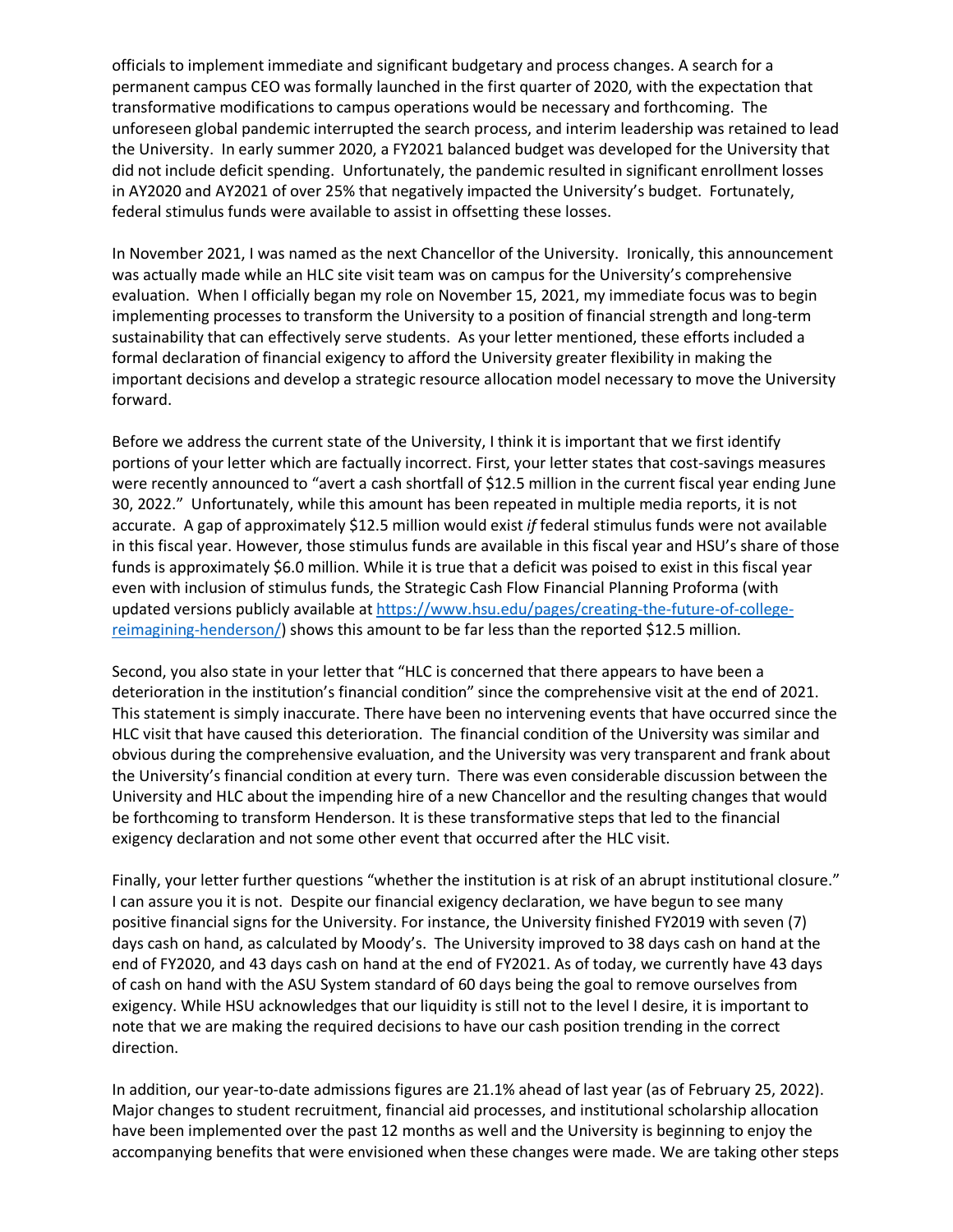officials to implement immediate and significant budgetary and process changes. A search for a permanent campus CEO was formally launched in the first quarter of 2020, with the expectation that transformative modifications to campus operations would be necessary and forthcoming. The unforeseen global pandemic interrupted the search process, and interim leadership was retained to lead the University. In early summer 2020, a FY2021 balanced budget was developed for the University that did not include deficit spending. Unfortunately, the pandemic resulted in significant enrollment losses in AY2020 and AY2021 of over 25% that negatively impacted the University's budget. Fortunately, federal stimulus funds were available to assist in offsetting these losses.

In November 2021, I was named as the next Chancellor of the University. Ironically, this announcement was actually made while an HLC site visit team was on campus for the University's comprehensive evaluation. When I officially began my role on November 15, 2021, my immediate focus was to begin implementing processes to transform the University to a position of financial strength and long-term sustainability that can effectively serve students. As your letter mentioned, these efforts included a formal declaration of financial exigency to afford the University greater flexibility in making the important decisions and develop a strategic resource allocation model necessary to move the University forward.

Before we address the current state of the University, I think it is important that we first identify portions of your letter which are factually incorrect. First, your letter states that cost-savings measures were recently announced to "avert a cash shortfall of $12.5 million in the current fiscal year ending June 30, 2022." Unfortunately, while this amount has been repeated in multiple media reports, it is not accurate. A gap of approximately $12.5 million would exist *if* federal stimulus funds were not available in this fiscal year. However, those stimulus funds are available in this fiscal year and HSU's share of those funds is approximately $6.0 million. While it is true that a deficit was poised to exist in this fiscal year even with inclusion of stimulus funds, the Strategic Cash Flow Financial Planning Proforma (with updated versions publicly available at [https://www.hsu.edu/pages/creating-the-future-of-college-reimagining-henderson/](https://www.hsu.edu/pages/creating-the-future-of-college-reimagining-henderson/)) shows this amount to be far less than the reported $12.5 million.

Second, you also state in your letter that "HLC is concerned that there appears to have been a deterioration in the institution's financial condition" since the comprehensive visit at the end of 2021. This statement is simply inaccurate. There have been no intervening events that have occurred since the HLC visit that have caused this deterioration. The financial condition of the University was similar and obvious during the comprehensive evaluation, and the University was very transparent and frank about the University's financial condition at every turn. There was even considerable discussion between the University and HLC about the impending hire of a new Chancellor and the resulting changes that would be forthcoming to transform Henderson. It is these transformative steps that led to the financial exigency declaration and not some other event that occurred after the HLC visit.

Finally, your letter further questions "whether the institution is at risk of an abrupt institutional closure." I can assure you it is not. Despite our financial exigency declaration, we have begun to see many positive financial signs for the University. For instance, the University finished FY2019 with seven (7) days cash on hand, as calculated by Moody's. The University improved to 38 days cash on hand at the end of FY2020, and 43 days cash on hand at the end of FY2021. As of today, we currently have 43 days of cash on hand with the ASU System standard of 60 days being the goal to remove ourselves from exigency. While HSU acknowledges that our liquidity is still not to the level I desire, it is important to note that we are making the required decisions to have our cash position trending in the correct direction.

In addition, our year-to-date admissions figures are 21.1% ahead of last year (as of February 25, 2022). Major changes to student recruitment, financial aid processes, and institutional scholarship allocation have been implemented over the past 12 months as well and the University is beginning to enjoy the accompanying benefits that were envisioned when these changes were made. We are taking other steps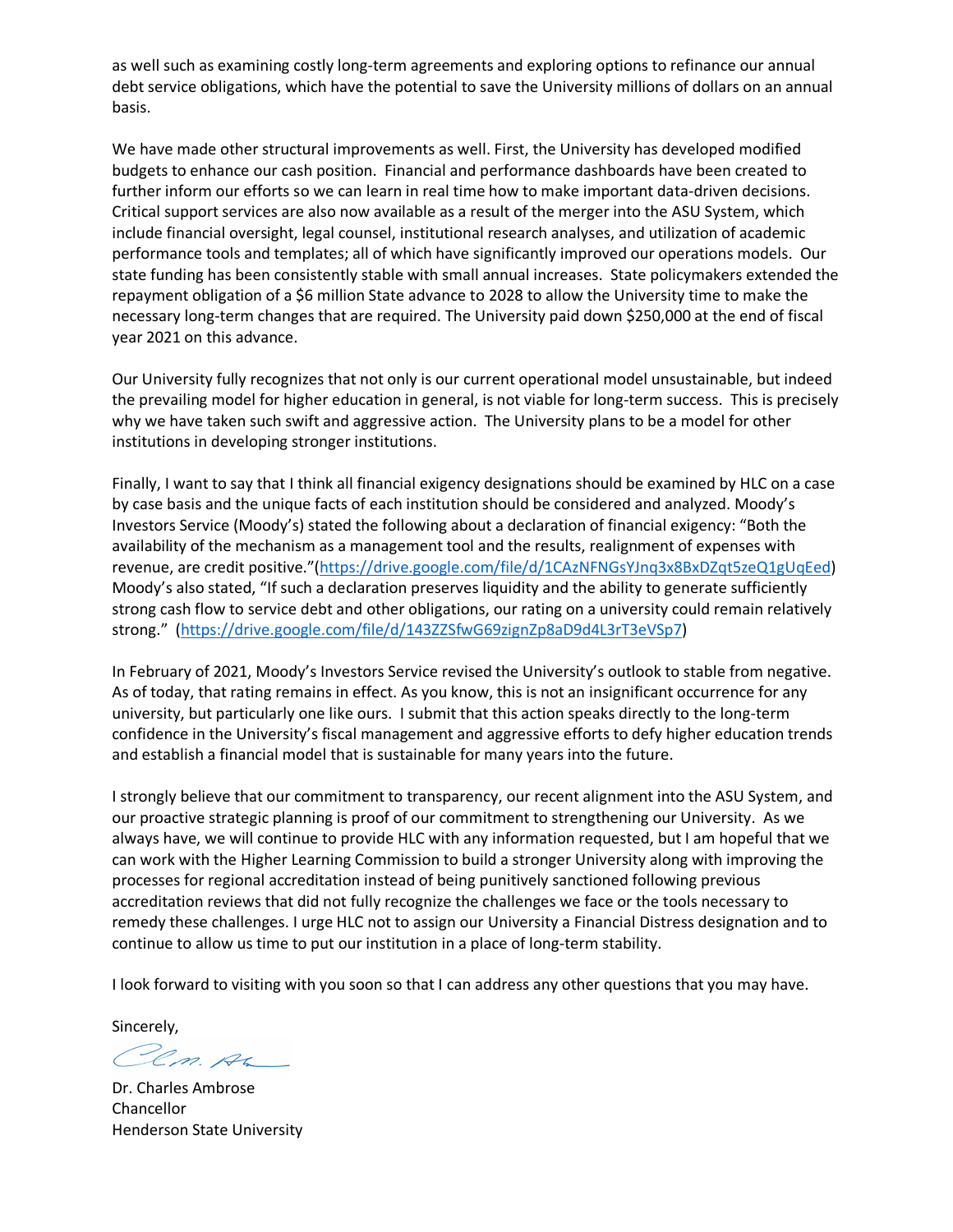as well such as examining costly long-term agreements and exploring options to refinance our annual debt service obligations, which have the potential to save the University millions of dollars on an annual basis.

We have made other structural improvements as well. First, the University has developed modified budgets to enhance our cash position. Financial and performance dashboards have been created to further inform our efforts so we can learn in real time how to make important data-driven decisions. Critical support services are also now available as a result of the merger into the ASU System, which include financial oversight, legal counsel, institutional research analyses, and utilization of academic performance tools and templates; all of which have significantly improved our operations models. Our state funding has been consistently stable with small annual increases. State policymakers extended the repayment obligation of a $6 million State advance to 2028 to allow the University time to make the necessary long-term changes that are required. The University paid down $250,000 at the end of fiscal year 2021 on this advance.

Our University fully recognizes that not only is our current operational model unsustainable, but indeed the prevailing model for higher education in general, is not viable for long-term success. This is precisely why we have taken such swift and aggressive action. The University plans to be a model for other institutions in developing stronger institutions.

Finally, I want to say that I think all financial exigency designations should be examined by HLC on a case by case basis and the unique facts of each institution should be considered and analyzed. Moody's Investors Service (Moody's) stated the following about a declaration of financial exigency: "Both the availability of the mechanism as a management tool and the results, realignment of expenses with revenue, are credit positive."(https://drive.google.com/file/d/1CAzNFNGsYJnq3x8BxDZqt5zeQ1gUqEed) Moody's also stated, "If such a declaration preserves liquidity and the ability to generate sufficiently strong cash flow to service debt and other obligations, our rating on a university could remain relatively strong." (https://drive.google.com/file/d/143ZZSfwG69zignZp8aD9d4L3rT3eVSp7)

In February of 2021, Moody's Investors Service revised the University's outlook to stable from negative. As of today, that rating remains in effect. As you know, this is not an insignificant occurrence for any university, but particularly one like ours. I submit that this action speaks directly to the long-term confidence in the University's fiscal management and aggressive efforts to defy higher education trends and establish a financial model that is sustainable for many years into the future.

I strongly believe that our commitment to transparency, our recent alignment into the ASU System, and our proactive strategic planning is proof of our commitment to strengthening our University. As we always have, we will continue to provide HLC with any information requested, but I am hopeful that we can work with the Higher Learning Commission to build a stronger University along with improving the processes for regional accreditation instead of being punitively sanctioned following previous accreditation reviews that did not fully recognize the challenges we face or the tools necessary to remedy these challenges. I urge HLC not to assign our University a Financial Distress designation and to continue to allow us time to put our institution in a place of long-term stability.

I look forward to visiting with you soon so that I can address any other questions that you may have.

Sincerely,

Dr. Charles Ambrose
Chancellor
Henderson State University